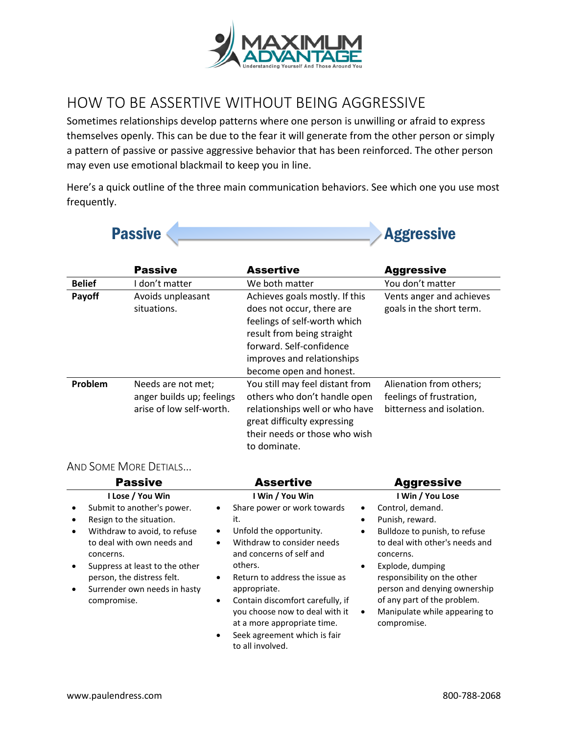MAXIMUM ADVANTAGE

Understanding Yourself And Those Around You

# HOW TO BE ASSERTIVE WITHOUT BEING AGGRESSIVE

Sometimes relationships develop patterns where one person is unwilling or afraid to express themselves openly. This can be due to the fear it will generate from the other person or simply a pattern of passive or passive aggressive behavior that has been reinforced. The other person may even use emotional blackmail to keep you in line.

Here's a quick outline of the three main communication behaviors. See which one you use most frequently.

**Passive** ⟷ **Aggressive**

| | Passive | Assertive | Aggressive |
|---|---|---|---|
| **Belief** | I don't matter | We both matter | You don't matter |
| **Payoff** | Avoids unpleasant situations. | Achieves goals mostly. If this does not occur, there are feelings of self-worth which result from being straight forward. Self-confidence improves and relationships become open and honest. | Vents anger and achieves goals in the short term. |
| **Problem** | Needs are not met; anger builds up; feelings arise of low self-worth. | You still may feel distant from others who don't handle open relationships well or who have great difficulty expressing their needs or those who wish to dominate. | Alienation from others; feelings of frustration, bitterness and isolation. |

## AND SOME MORE DETIALS...

### Passive

**I Lose / You Win**

- Submit to another's power.
- Resign to the situation.
- Withdraw to avoid, to refuse to deal with own needs and concerns.
- Suppress at least to the other person, the distress felt.
- Surrender own needs in hasty compromise.

### Assertive

**I Win / You Win**

- Share power or work towards it.
- Unfold the opportunity.
- Withdraw to consider needs and concerns of self and others.
- Return to address the issue as appropriate.
- Contain discomfort carefully, if you choose now to deal with it at a more appropriate time.
- Seek agreement which is fair to all involved.

### Aggressive

**I Win / You Lose**

- Control, demand.
- Punish, reward.
- Bulldoze to punish, to refuse to deal with other's needs and concerns.
- Explode, dumping responsibility on the other person and denying ownership of any part of the problem.
- Manipulate while appearing to compromise.

www.paulendress.com 800-788-2068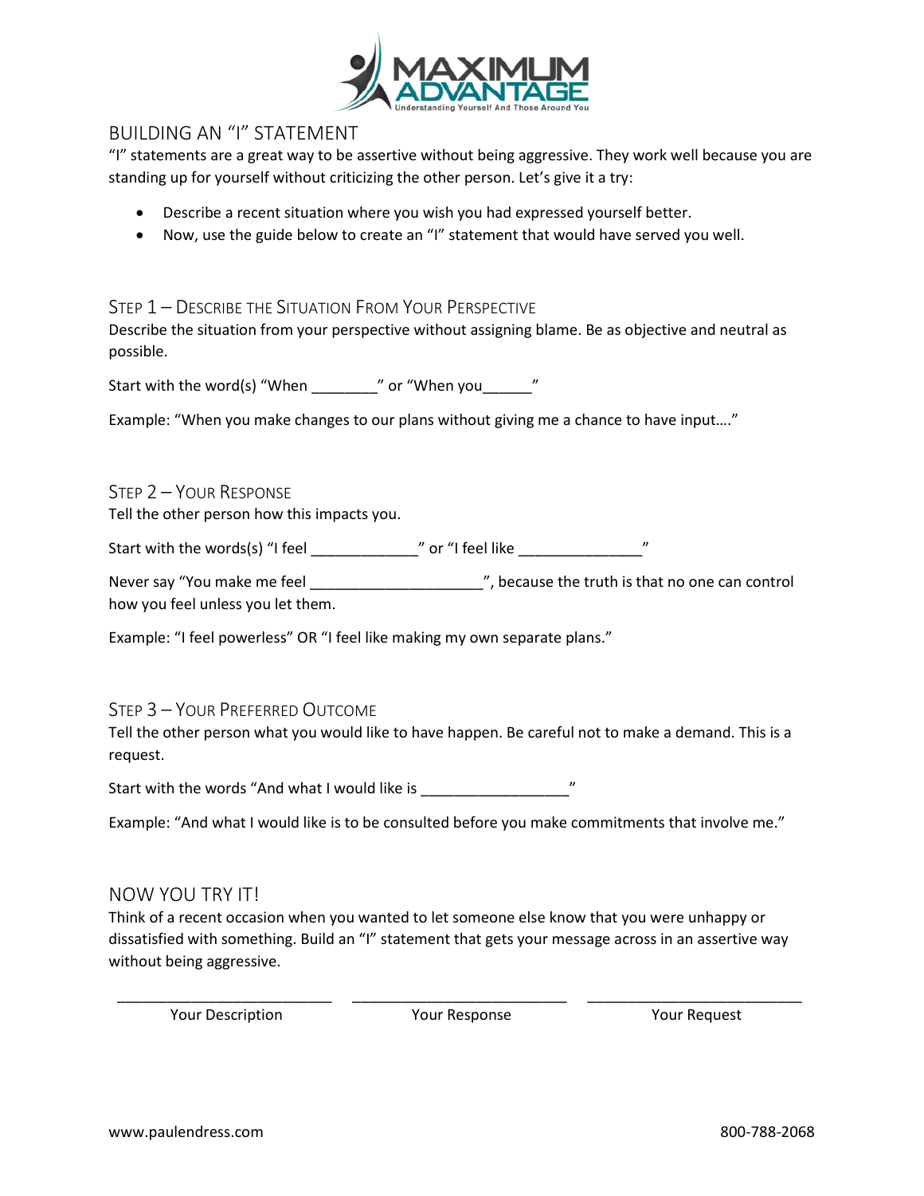MAXIMUM ADVANTAGE
Understanding Yourself And Those Around You

## BUILDING AN "I" STATEMENT

"I" statements are a great way to be assertive without being aggressive. They work well because you are standing up for yourself without criticizing the other person. Let's give it a try:

- Describe a recent situation where you wish you had expressed yourself better.
- Now, use the guide below to create an "I" statement that would have served you well.

### STEP 1 – DESCRIBE THE SITUATION FROM YOUR PERSPECTIVE

Describe the situation from your perspective without assigning blame. Be as objective and neutral as possible.

Start with the word(s) "When ________" or "When you______"

Example: "When you make changes to our plans without giving me a chance to have input…."

### STEP 2 – YOUR RESPONSE

Tell the other person how this impacts you.

Start with the words(s) "I feel _____________" or "I feel like _______________"

Never say "You make me feel ____________________", because the truth is that no one can control how you feel unless you let them.

Example: "I feel powerless" OR "I feel like making my own separate plans."

### STEP 3 – YOUR PREFERRED OUTCOME

Tell the other person what you would like to have happen. Be careful not to make a demand. This is a request.

Start with the words "And what I would like is __________________"

Example: "And what I would like is to be consulted before you make commitments that involve me."

## NOW YOU TRY IT!

Think of a recent occasion when you wanted to let someone else know that you were unhappy or dissatisfied with something. Build an "I" statement that gets your message across in an assertive way without being aggressive.

| | | |
|---|---|---|
| ___________________________ | ___________________________ | ___________________________ |
| Your Description | Your Response | Your Request |

www.paulendress.com 800-788-2068